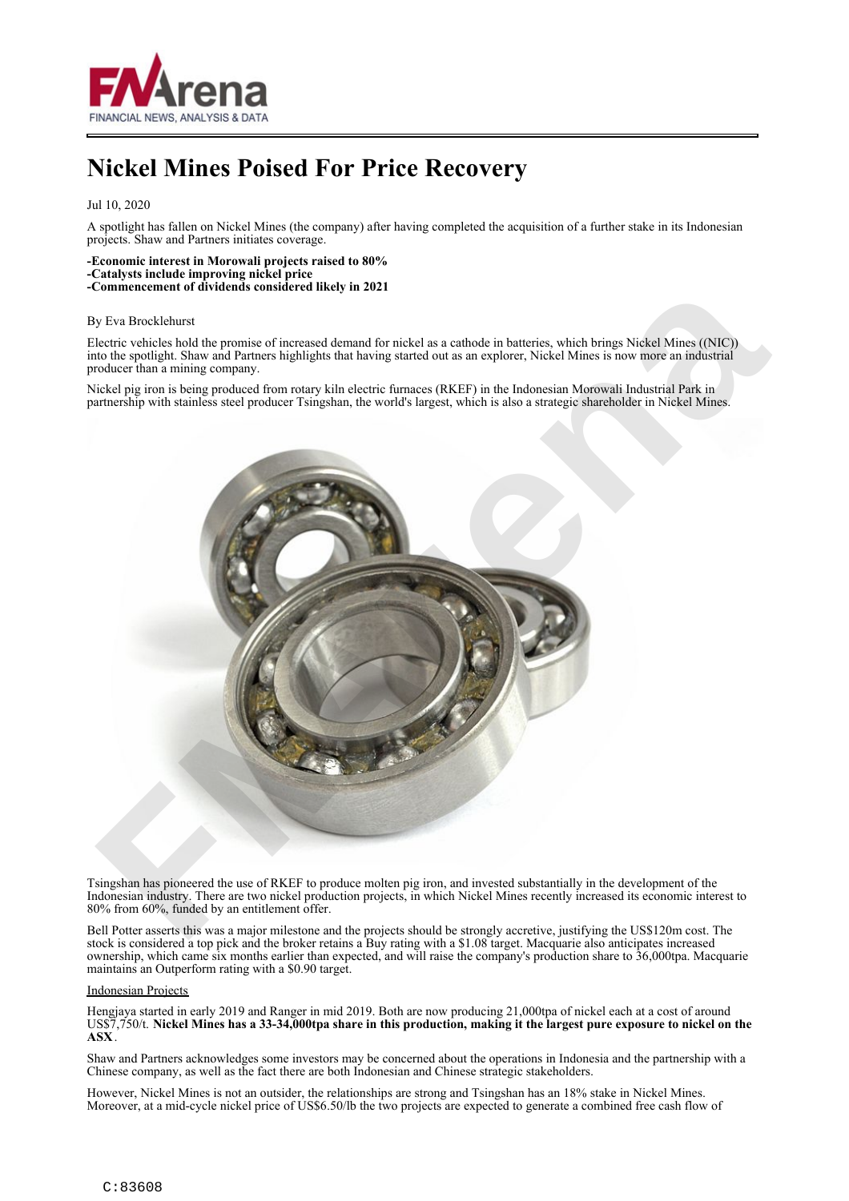# Nickel Mines Poised For Price Recovery

Jul 10, 2020

A spotlight has fallen on Nickel Mines (the company) after having completed the acquisition of a further stake in its Indonesian projects. Shaw and Partners initiates coverage.

**-Economic interest in Morowali projects raised to 80%**
**-Catalysts include improving nickel price**
**-Commencement of dividends considered likely in 2021**

By Eva Brocklehurst

Electric vehicles hold the promise of increased demand for nickel as a cathode in batteries, which brings Nickel Mines ((NIC)) into the spotlight. Shaw and Partners highlights that having started out as an explorer, Nickel Mines is now more an industrial producer than a mining company.

Nickel pig iron is being produced from rotary kiln electric furnaces (RKEF) in the Indonesian Morowali Industrial Park in partnership with stainless steel producer Tsingshan, the world's largest, which is also a strategic shareholder in Nickel Mines.

Tsingshan has pioneered the use of RKEF to produce molten pig iron, and invested substantially in the development of the Indonesian industry. There are two nickel production projects, in which Nickel Mines recently increased its economic interest to 80% from 60%, funded by an entitlement offer.

Bell Potter asserts this was a major milestone and the projects should be strongly accretive, justifying the US$120m cost. The stock is considered a top pick and the broker retains a Buy rating with a $1.08 target. Macquarie also anticipates increased ownership, which came six months earlier than expected, and will raise the company's production share to 36,000tpa. Macquarie maintains an Outperform rating with a $0.90 target.

Indonesian Projects

Hengjaya started in early 2019 and Ranger in mid 2019. Both are now producing 21,000tpa of nickel each at a cost of around US$7,750/t. **Nickel Mines has a 33-34,000tpa share in this production, making it the largest pure exposure to nickel on the ASX**.

Shaw and Partners acknowledges some investors may be concerned about the operations in Indonesia and the partnership with a Chinese company, as well as the fact there are both Indonesian and Chinese strategic stakeholders.

However, Nickel Mines is not an outsider, the relationships are strong and Tsingshan has an 18% stake in Nickel Mines. Moreover, at a mid-cycle nickel price of US$6.50/lb the two projects are expected to generate a combined free cash flow of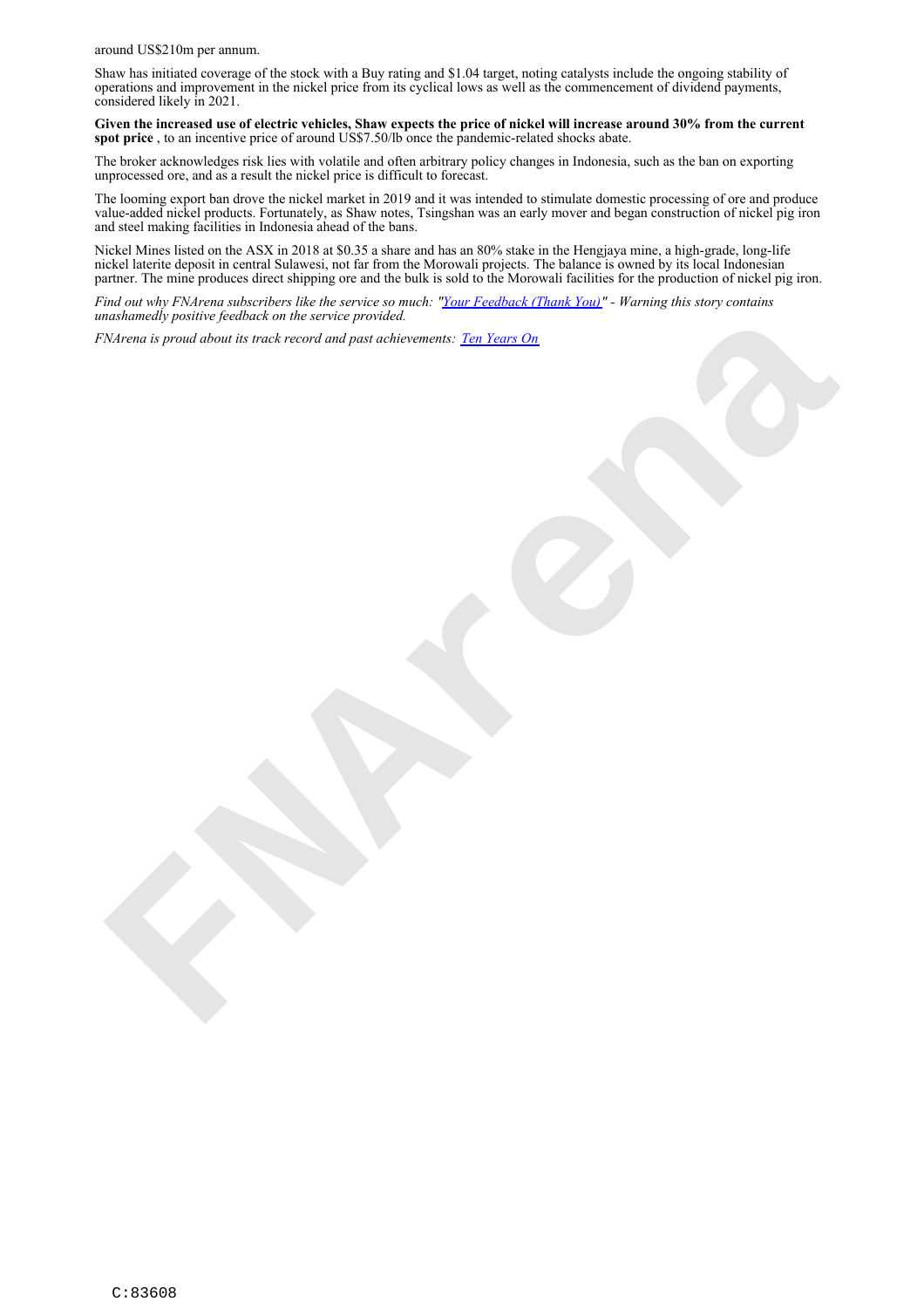around US$210m per annum.

Shaw has initiated coverage of the stock with a Buy rating and $1.04 target, noting catalysts include the ongoing stability of operations and improvement in the nickel price from its cyclical lows as well as the commencement of dividend payments, considered likely in 2021.

**Given the increased use of electric vehicles, Shaw expects the price of nickel will increase around 30% from the current spot price** , to an incentive price of around US$7.50/lb once the pandemic-related shocks abate.

The broker acknowledges risk lies with volatile and often arbitrary policy changes in Indonesia, such as the ban on exporting unprocessed ore, and as a result the nickel price is difficult to forecast.

The looming export ban drove the nickel market in 2019 and it was intended to stimulate domestic processing of ore and produce value-added nickel products. Fortunately, as Shaw notes, Tsingshan was an early mover and began construction of nickel pig iron and steel making facilities in Indonesia ahead of the bans.

Nickel Mines listed on the ASX in 2018 at $0.35 a share and has an 80% stake in the Hengjaya mine, a high-grade, long-life nickel laterite deposit in central Sulawesi, not far from the Morowali projects. The balance is owned by its local Indonesian partner. The mine produces direct shipping ore and the bulk is sold to the Morowali facilities for the production of nickel pig iron.

*Find out why FNArena subscribers like the service so much: "Your Feedback (Thank You)" - Warning this story contains unashamedly positive feedback on the service provided.*

*FNArena is proud about its track record and past achievements: Ten Years On*

C:83608